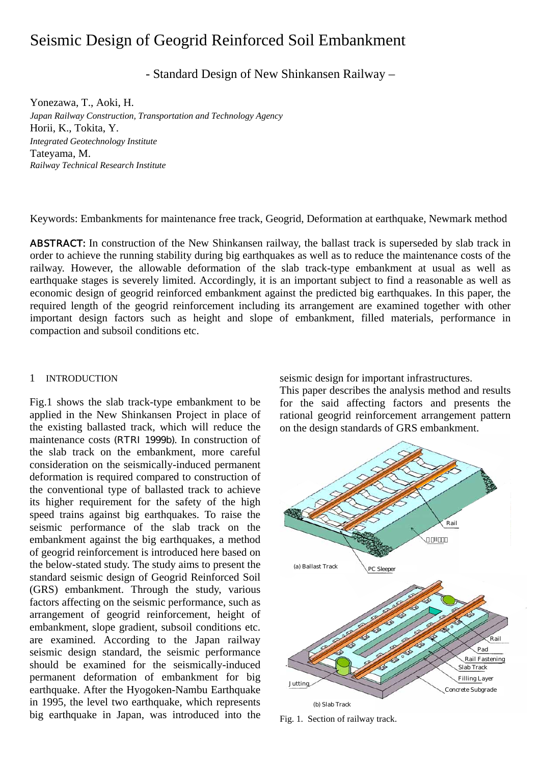# Seismic Design of Geogrid Reinforced Soil Embankment

- Standard Design of New Shinkansen Railway –

Yonezawa, T., Aoki, H.
*Japan Railway Construction, Transportation and Technology Agency*
Horii, K., Tokita, Y.
*Integrated Geotechnology Institute*
Tateyama, M.
*Railway Technical Research Institute*

Keywords: Embankments for maintenance free track, Geogrid, Deformation at earthquake, Newmark method

**ABSTRACT:** In construction of the New Shinkansen railway, the ballast track is superseded by slab track in order to achieve the running stability during big earthquakes as well as to reduce the maintenance costs of the railway. However, the allowable deformation of the slab track-type embankment at usual as well as earthquake stages is severely limited. Accordingly, it is an important subject to find a reasonable as well as economic design of geogrid reinforced embankment against the predicted big earthquakes. In this paper, the required length of the geogrid reinforcement including its arrangement are examined together with other important design factors such as height and slope of embankment, filled materials, performance in compaction and subsoil conditions etc.

## 1 INTRODUCTION

Fig.1 shows the slab track-type embankment to be applied in the New Shinkansen Project in place of the existing ballasted track, which will reduce the maintenance costs (RTRI 1999b). In construction of the slab track on the embankment, more careful consideration on the seismically-induced permanent deformation is required compared to construction of the conventional type of ballasted track to achieve its higher requirement for the safety of the high speed trains against big earthquakes. To raise the seismic performance of the slab track on the embankment against the big earthquakes, a method of geogrid reinforcement is introduced here based on the below-stated study. The study aims to present the standard seismic design of Geogrid Reinforced Soil (GRS) embankment. Through the study, various factors affecting on the seismic performance, such as arrangement of geogrid reinforcement, height of embankment, slope gradient, subsoil conditions etc. are examined. According to the Japan railway seismic design standard, the seismic performance should be examined for the seismically-induced permanent deformation of embankment for big earthquake. After the Hyogoken-Nambu Earthquake in 1995, the level two earthquake, which represents big earthquake in Japan, was introduced into the seismic design for important infrastructures.

This paper describes the analysis method and results for the said affecting factors and presents the rational geogrid reinforcement arrangement pattern on the design standards of GRS embankment.

(a) Ballast Track — Rail, PC Sleeper

(b) Slab Track — Rail, Pad, Rail Fastening, Slab Track, Filling Layer, Concrete Subgrade, Jutting

Fig. 1. Section of railway track.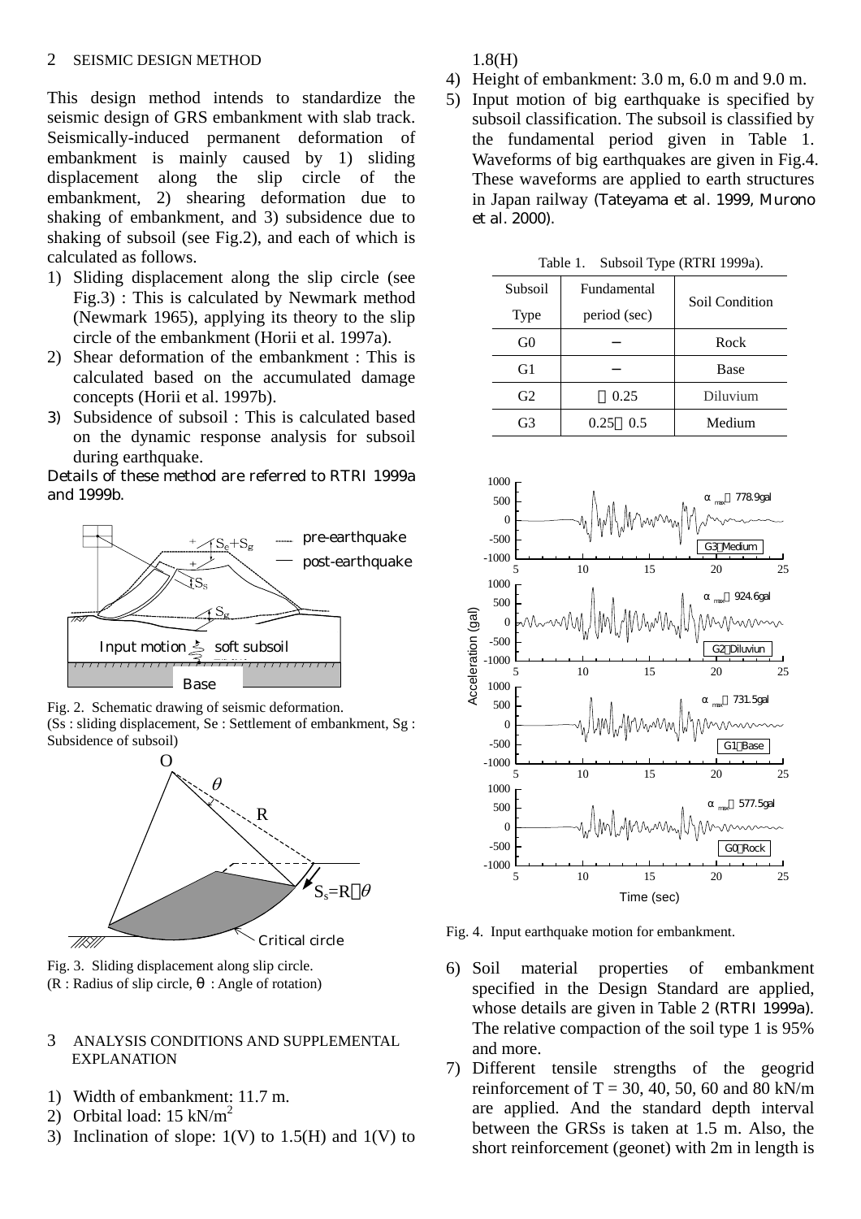## 2 SEISMIC DESIGN METHOD

This design method intends to standardize the seismic design of GRS embankment with slab track. Seismically-induced permanent deformation of embankment is mainly caused by 1) sliding displacement along the slip circle of the embankment, 2) shearing deformation due to shaking of embankment, and 3) subsidence due to shaking of subsoil (see Fig.2), and each of which is calculated as follows.

1) Sliding displacement along the slip circle (see Fig.3) : This is calculated by Newmark method (Newmark 1965), applying its theory to the slip circle of the embankment (Horii et al. 1997a).
2) Shear deformation of the embankment : This is calculated based on the accumulated damage concepts (Horii et al. 1997b).
3) Subsidence of subsoil : This is calculated based on the dynamic response analysis for subsoil during earthquake.

Details of these method are referred to RTRI 1999a and 1999b.

Fig. 2. Schematic drawing of seismic deformation.
(Ss : sliding displacement, Se : Settlement of embankment, Sg : Subsidence of subsoil)

Fig. 3. Sliding displacement along slip circle.
(R : Radius of slip circle, θ : Angle of rotation)

## 3 ANALYSIS CONDITIONS AND SUPPLEMENTAL EXPLANATION

1) Width of embankment: 11.7 m.
2) Orbital load: 15 kN/m$^2$
3) Inclination of slope: 1(V) to 1.5(H) and 1(V) to 1.8(H)
4) Height of embankment: 3.0 m, 6.0 m and 9.0 m.
5) Input motion of big earthquake is specified by subsoil classification. The subsoil is classified by the fundamental period given in Table 1. Waveforms of big earthquakes are given in Fig.4. These waveforms are applied to earth structures in Japan railway (Tateyama et al. 1999, Murono et al. 2000).

Table 1. Subsoil Type (RTRI 1999a).

| Subsoil Type | Fundamental period (sec) | Soil Condition |
|---|---|---|
| G0 | − | Rock |
| G1 | − | Base |
| G2 | ～0.25 | Diluvium |
| G3 | 0.25～0.5 | Medium |

Fig. 4. Input earthquake motion for embankment.

6) Soil material properties of embankment specified in the Design Standard are applied, whose details are given in Table 2 (RTRI 1999a). The relative compaction of the soil type 1 is 95% and more.
7) Different tensile strengths of the geogrid reinforcement of T = 30, 40, 50, 60 and 80 kN/m are applied. And the standard depth interval between the GRSs is taken at 1.5 m. Also, the short reinforcement (geonet) with 2m in length is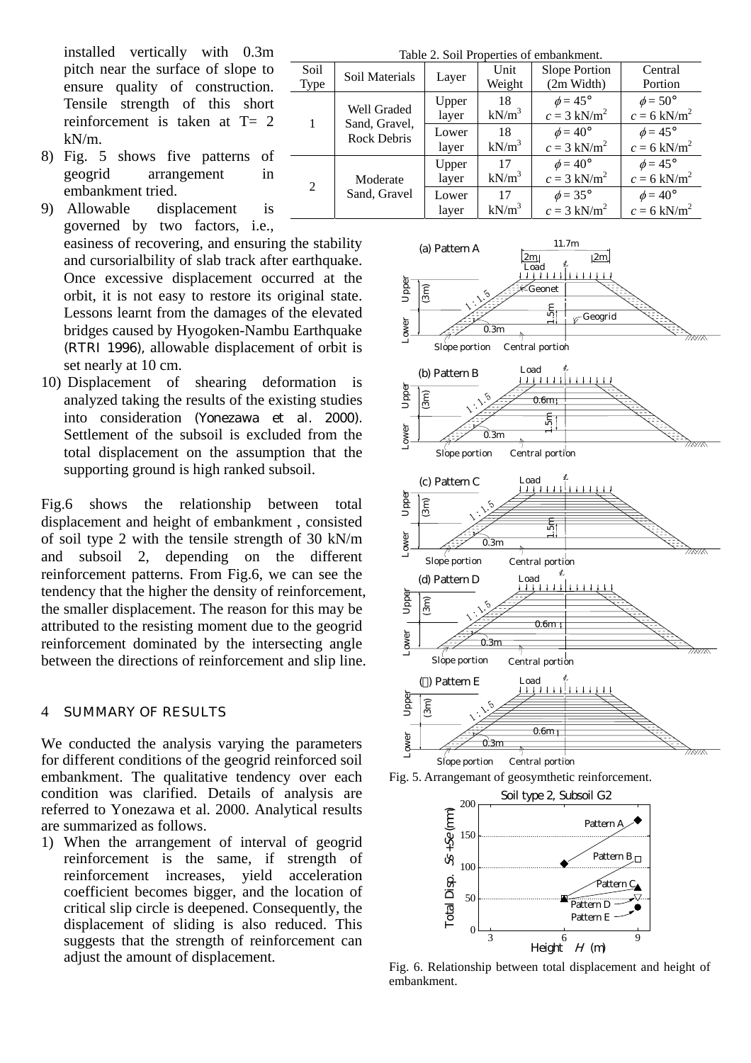installed vertically with 0.3m pitch near the surface of slope to ensure quality of construction. Tensile strength of this short reinforcement is taken at T= 2 kN/m.

8) Fig. 5 shows five patterns of geogrid arrangement in embankment tried.
9) Allowable displacement is governed by two factors, i.e., easiness of recovering, and ensuring the stability and cursorialbility of slab track after earthquake. Once excessive displacement occurred at the orbit, it is not easy to restore its original state. Lessons learnt from the damages of the elevated bridges caused by Hyogoken-Nambu Earthquake (RTRI 1996), allowable displacement of orbit is set nearly at 10 cm.
10) Displacement of shearing deformation is analyzed taking the results of the existing studies into consideration (Yonezawa et al. 2000). Settlement of the subsoil is excluded from the total displacement on the assumption that the supporting ground is high ranked subsoil.

Table 2. Soil Properties of embankment.

| Soil Type | Soil Materials | Layer | Unit Weight | Slope Portion (2m Width) | Central Portion |
|---|---|---|---|---|---|
| 1 | Well Graded Sand, Gravel, Rock Debris | Upper layer | 18 kN/m$^3$ | $\phi = 45°$ $c = 3$ kN/m$^2$ | $\phi = 50°$ $c = 6$ kN/m$^2$ |
| | | Lower layer | 18 kN/m$^3$ | $\phi = 40°$ $c = 3$ kN/m$^2$ | $\phi = 45°$ $c = 6$ kN/m$^2$ |
| 2 | Moderate Sand, Gravel | Upper layer | 17 kN/m$^3$ | $\phi = 40°$ $c = 3$ kN/m$^2$ | $\phi = 45°$ $c = 6$ kN/m$^2$ |
| | | Lower layer | 17 kN/m$^3$ | $\phi = 35°$ $c = 3$ kN/m$^2$ | $\phi = 40°$ $c = 6$ kN/m$^2$ |

Fig. 5. Arrangemant of geosymthetic reinforcement.

Fig. 6. Relationship between total displacement and height of embankment.

Fig.6 shows the relationship between total displacement and height of embankment , consisted of soil type 2 with the tensile strength of 30 kN/m and subsoil 2, depending on the different reinforcement patterns. From Fig.6, we can see the tendency that the higher the density of reinforcement, the smaller displacement. The reason for this may be attributed to the resisting moment due to the geogrid reinforcement dominated by the intersecting angle between the directions of reinforcement and slip line.

## 4 SUMMARY OF RESULTS

We conducted the analysis varying the parameters for different conditions of the geogrid reinforced soil embankment. The qualitative tendency over each condition was clarified. Details of analysis are referred to Yonezawa et al. 2000. Analytical results are summarized as follows.

1) When the arrangement of interval of geogrid reinforcement is the same, if strength of reinforcement increases, yield acceleration coefficient becomes bigger, and the location of critical slip circle is deepened. Consequently, the displacement of sliding is also reduced. This suggests that the strength of reinforcement can adjust the amount of displacement.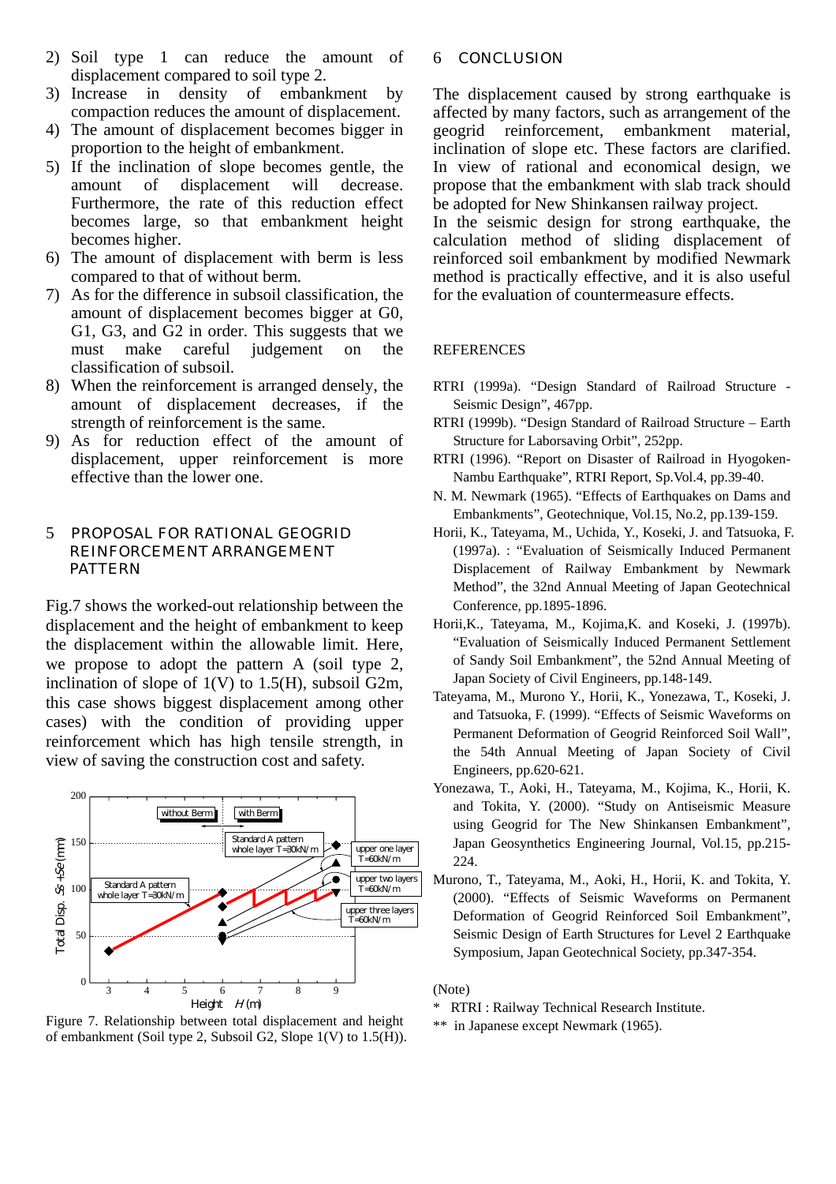2) Soil type 1 can reduce the amount of displacement compared to soil type 2.
3) Increase in density of embankment by compaction reduces the amount of displacement.
4) The amount of displacement becomes bigger in proportion to the height of embankment.
5) If the inclination of slope becomes gentle, the amount of displacement will decrease. Furthermore, the rate of this reduction effect becomes large, so that embankment height becomes higher.
6) The amount of displacement with berm is less compared to that of without berm.
7) As for the difference in subsoil classification, the amount of displacement becomes bigger at G0, G1, G3, and G2 in order. This suggests that we must make careful judgement on the classification of subsoil.
8) When the reinforcement is arranged densely, the amount of displacement decreases, if the strength of reinforcement is the same.
9) As for reduction effect of the amount of displacement, upper reinforcement is more effective than the lower one.

## 5 PROPOSAL FOR RATIONAL GEOGRID REINFORCEMENT ARRANGEMENT PATTERN

Fig.7 shows the worked-out relationship between the displacement and the height of embankment to keep the displacement within the allowable limit. Here, we propose to adopt the pattern A (soil type 2, inclination of slope of 1(V) to 1.5(H), subsoil G2m, this case shows biggest displacement among other cases) with the condition of providing upper reinforcement which has high tensile strength, in view of saving the construction cost and safety.

Total Disp. $S_s+S_e$(mm)
200
150
100
50
0
3 4 5 6 7 8 9
Height $H$(m)
without Berm
with Berm
Standard A pattern whole layer T=30kN/m
Standard A pattern whole layer T=30kN/m
upper one layer T=60kN/m
upper two layers T=60kN/m
upper three layers T=60kN/m

Figure 7. Relationship between total displacement and height of embankment (Soil type 2, Subsoil G2, Slope 1(V) to 1.5(H)).

## 6 CONCLUSION

The displacement caused by strong earthquake is affected by many factors, such as arrangement of the geogrid reinforcement, embankment material, inclination of slope etc. These factors are clarified. In view of rational and economical design, we propose that the embankment with slab track should be adopted for New Shinkansen railway project.

In the seismic design for strong earthquake, the calculation method of sliding displacement of reinforced soil embankment by modified Newmark method is practically effective, and it is also useful for the evaluation of countermeasure effects.

## REFERENCES

RTRI (1999a). "Design Standard of Railroad Structure - Seismic Design", 467pp.

RTRI (1999b). "Design Standard of Railroad Structure – Earth Structure for Laborsaving Orbit", 252pp.

RTRI (1996). "Report on Disaster of Railroad in Hyogoken-Nambu Earthquake", RTRI Report, Sp.Vol.4, pp.39-40.

N. M. Newmark (1965). "Effects of Earthquakes on Dams and Embankments", Geotechnique, Vol.15, No.2, pp.139-159.

Horii, K., Tateyama, M., Uchida, Y., Koseki, J. and Tatsuoka, F. (1997a). : "Evaluation of Seismically Induced Permanent Displacement of Railway Embankment by Newmark Method", the 32nd Annual Meeting of Japan Geotechnical Conference, pp.1895-1896.

Horii,K., Tateyama, M., Kojima,K. and Koseki, J. (1997b). "Evaluation of Seismically Induced Permanent Settlement of Sandy Soil Embankment", the 52nd Annual Meeting of Japan Society of Civil Engineers, pp.148-149.

Tateyama, M., Murono Y., Horii, K., Yonezawa, T., Koseki, J. and Tatsuoka, F. (1999). "Effects of Seismic Waveforms on Permanent Deformation of Geogrid Reinforced Soil Wall", the 54th Annual Meeting of Japan Society of Civil Engineers, pp.620-621.

Yonezawa, T., Aoki, H., Tateyama, M., Kojima, K., Horii, K. and Tokita, Y. (2000). "Study on Antiseismic Measure using Geogrid for The New Shinkansen Embankment", Japan Geosynthetics Engineering Journal, Vol.15, pp.215-224.

Murono, T., Tateyama, M., Aoki, H., Horii, K. and Tokita, Y. (2000). "Effects of Seismic Waveforms on Permanent Deformation of Geogrid Reinforced Soil Embankment", Seismic Design of Earth Structures for Level 2 Earthquake Symposium, Japan Geotechnical Society, pp.347-354.

(Note)

* RTRI : Railway Technical Research Institute.

** in Japanese except Newmark (1965).